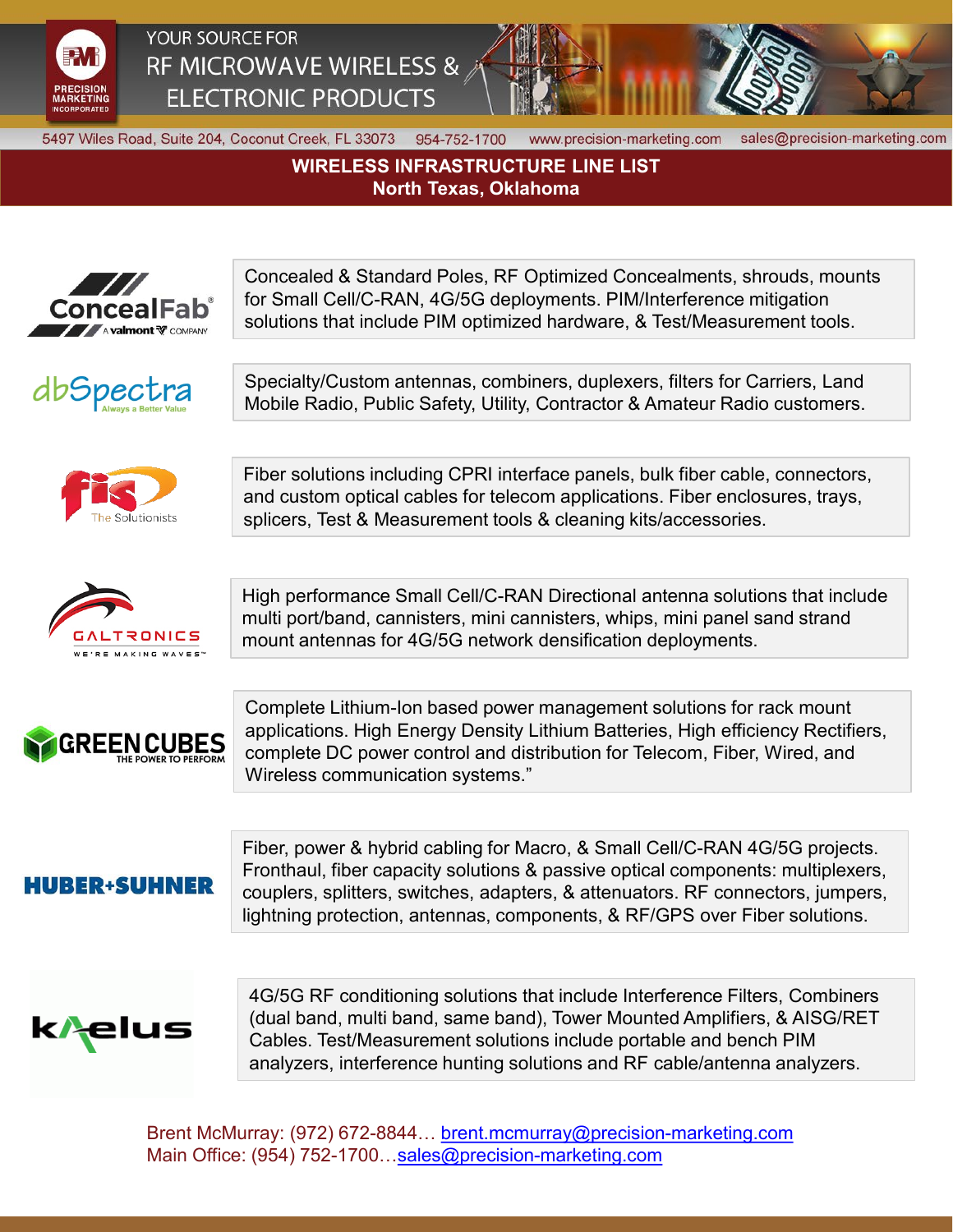PRECISION MARKETING INCORPORATED

YOUR SOURCE FOR
RF MICROWAVE WIRELESS & ELECTRONIC PRODUCTS

5497 Wiles Road, Suite 204, Coconut Creek, FL 33073 954-752-1700 www.precision-marketing.com sales@precision-marketing.com

# WIRELESS INFRASTRUCTURE LINE LIST
## North Texas, Oklahoma

**ConcealFab** (A valmont COMPANY)

Concealed & Standard Poles, RF Optimized Concealments, shrouds, mounts for Small Cell/C-RAN, 4G/5G deployments. PIM/Interference mitigation solutions that include PIM optimized hardware, & Test/Measurement tools.

**dbSpectra** (Always a Better Value)

Specialty/Custom antennas, combiners, duplexers, filters for Carriers, Land Mobile Radio, Public Safety, Utility, Contractor & Amateur Radio customers.

**fis** (The Solutionists)

Fiber solutions including CPRI interface panels, bulk fiber cable, connectors, and custom optical cables for telecom applications. Fiber enclosures, trays, splicers, Test & Measurement tools & cleaning kits/accessories.

**GALTRONICS** (WE'RE MAKING WAVES™)

High performance Small Cell/C-RAN Directional antenna solutions that include multi port/band, cannisters, mini cannisters, whips, mini panel sand strand mount antennas for 4G/5G network densification deployments.

**GREEN CUBES** (THE POWER TO PERFORM)

Complete Lithium-Ion based power management solutions for rack mount applications. High Energy Density Lithium Batteries, High efficiency Rectifiers, complete DC power control and distribution for Telecom, Fiber, Wired, and Wireless communication systems."

**HUBER+SUHNER**

Fiber, power & hybrid cabling for Macro, & Small Cell/C-RAN 4G/5G projects. Fronthaul, fiber capacity solutions & passive optical components: multiplexers, couplers, splitters, switches, adapters, & attenuators. RF connectors, jumpers, lightning protection, antennas, components, & RF/GPS over Fiber solutions.

**kaelus**

4G/5G RF conditioning solutions that include Interference Filters, Combiners (dual band, multi band, same band), Tower Mounted Amplifiers, & AISG/RET Cables. Test/Measurement solutions include portable and bench PIM analyzers, interference hunting solutions and RF cable/antenna analyzers.

Brent McMurray: (972) 672-8844… brent.mcmurray@precision-marketing.com
Main Office: (954) 752-1700…sales@precision-marketing.com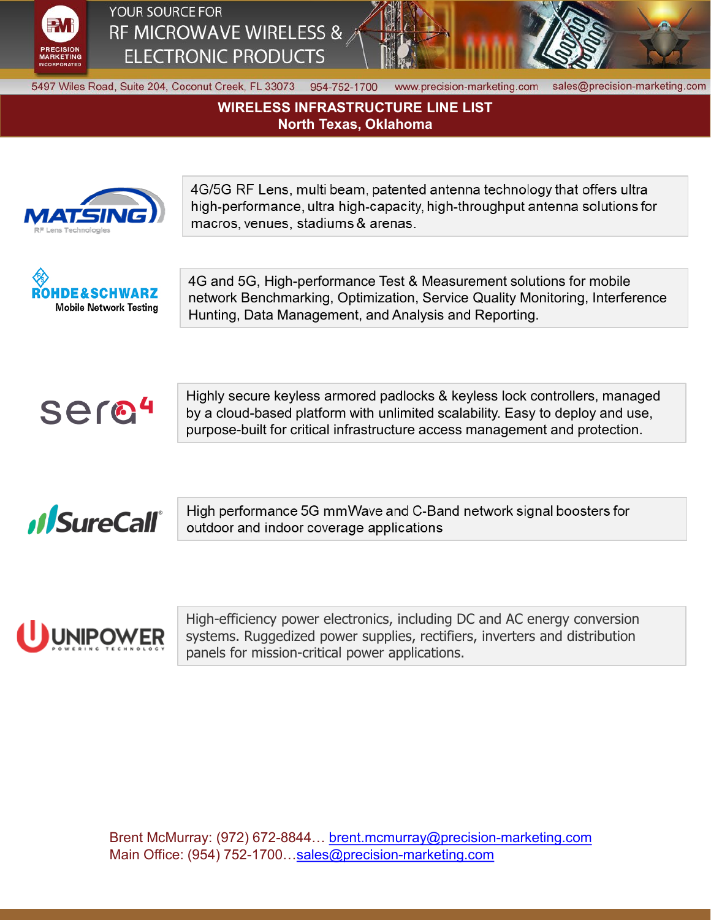YOUR SOURCE FOR
RF MICROWAVE WIRELESS & ELECTRONIC PRODUCTS

PRECISION MARKETING INCORPORATED

5497 Wiles Road, Suite 204, Coconut Creek, FL 33073 954-752-1700 www.precision-marketing.com sales@precision-marketing.com

# WIRELESS INFRASTRUCTURE LINE LIST
## North Texas, Oklahoma

| | |
|---|---|
| MATSING RF Lens Technologies | 4G/5G RF Lens, multi beam, patented antenna technology that offers ultra high-performance, ultra high-capacity, high-throughput antenna solutions for macros, venues, stadiums & arenas. |
| ROHDE&SCHWARZ Mobile Network Testing | 4G and 5G, High-performance Test & Measurement solutions for mobile network Benchmarking, Optimization, Service Quality Monitoring, Interference Hunting, Data Management, and Analysis and Reporting. |
| sera4 | Highly secure keyless armored padlocks & keyless lock controllers, managed by a cloud-based platform with unlimited scalability. Easy to deploy and use, purpose-built for critical infrastructure access management and protection. |
| SureCall | High performance 5G mmWave and C-Band network signal boosters for outdoor and indoor coverage applications |
| UNIPOWER POWERING TECHNOLOGY | High-efficiency power electronics, including DC and AC energy conversion systems. Ruggedized power supplies, rectifiers, inverters and distribution panels for mission-critical power applications. |

Brent McMurray: (972) 672-8844… brent.mcmurray@precision-marketing.com
Main Office: (954) 752-1700…sales@precision-marketing.com